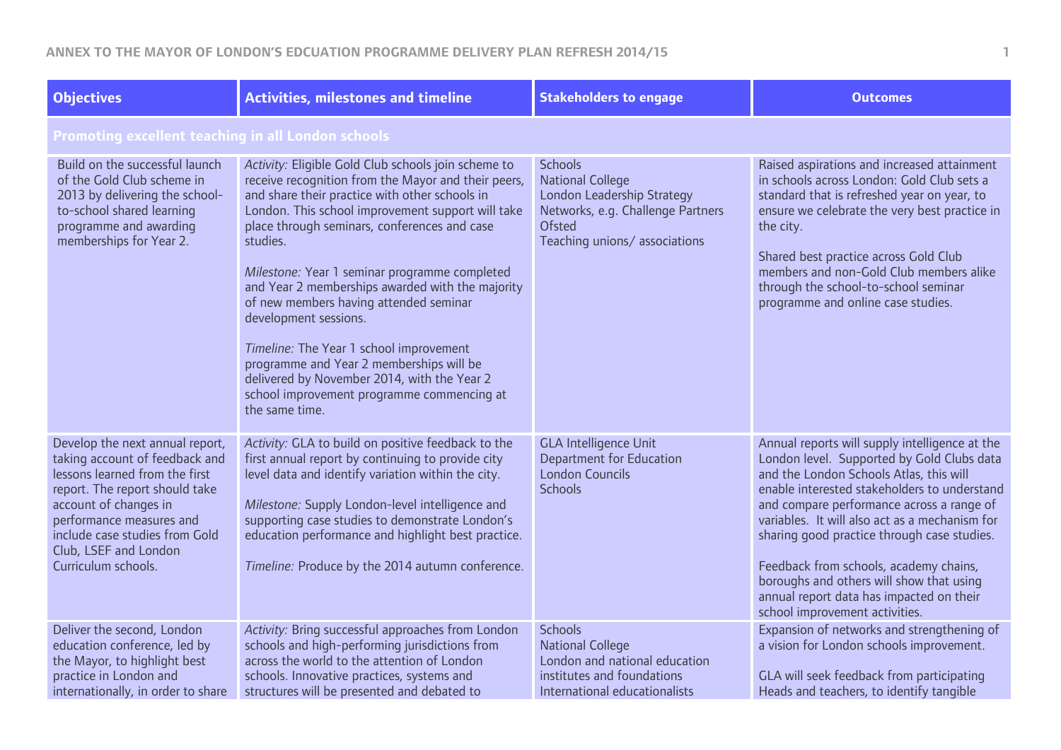| Objectives | Activities, milestones and timeline | Stakeholders to engage | Outcomes |
| --- | --- | --- | --- |
| **Promoting excellent teaching in all London schools** | | | |
| Build on the successful launch of the Gold Club scheme in 2013 by delivering the school-to-school shared learning programme and awarding memberships for Year 2. | *Activity:* Eligible Gold Club schools join scheme to receive recognition from the Mayor and their peers, and share their practice with other schools in London. This school improvement support will take place through seminars, conferences and case studies.<br><br>*Milestone:* Year 1 seminar programme completed and Year 2 memberships awarded with the majority of new members having attended seminar development sessions.<br><br>*Timeline:* The Year 1 school improvement programme and Year 2 memberships will be delivered by November 2014, with the Year 2 school improvement programme commencing at the same time. | Schools<br>National College<br>London Leadership Strategy<br>Networks, e.g. Challenge Partners<br>Ofsted<br>Teaching unions/ associations | Raised aspirations and increased attainment in schools across London: Gold Club sets a standard that is refreshed year on year, to ensure we celebrate the very best practice in the city.<br><br>Shared best practice across Gold Club members and non-Gold Club members alike through the school-to-school seminar programme and online case studies. |
| Develop the next annual report, taking account of feedback and lessons learned from the first report. The report should take account of changes in performance measures and include case studies from Gold Club, LSEF and London Curriculum schools. | *Activity:* GLA to build on positive feedback to the first annual report by continuing to provide city level data and identify variation within the city.<br><br>*Milestone:* Supply London-level intelligence and supporting case studies to demonstrate London's education performance and highlight best practice.<br><br>*Timeline:* Produce by the 2014 autumn conference. | GLA Intelligence Unit<br>Department for Education<br>London Councils<br>Schools | Annual reports will supply intelligence at the London level. Supported by Gold Clubs data and the London Schools Atlas, this will enable interested stakeholders to understand and compare performance across a range of variables. It will also act as a mechanism for sharing good practice through case studies.<br><br>Feedback from schools, academy chains, boroughs and others will show that using annual report data has impacted on their school improvement activities. |
| Deliver the second, London education conference, led by the Mayor, to highlight best practice in London and internationally, in order to share | *Activity:* Bring successful approaches from London schools and high-performing jurisdictions from across the world to the attention of London schools. Innovative practices, systems and structures will be presented and debated to | Schools<br>National College<br>London and national education institutes and foundations<br>International educationalists | Expansion of networks and strengthening of a vision for London schools improvement.<br><br>GLA will seek feedback from participating Heads and teachers, to identify tangible |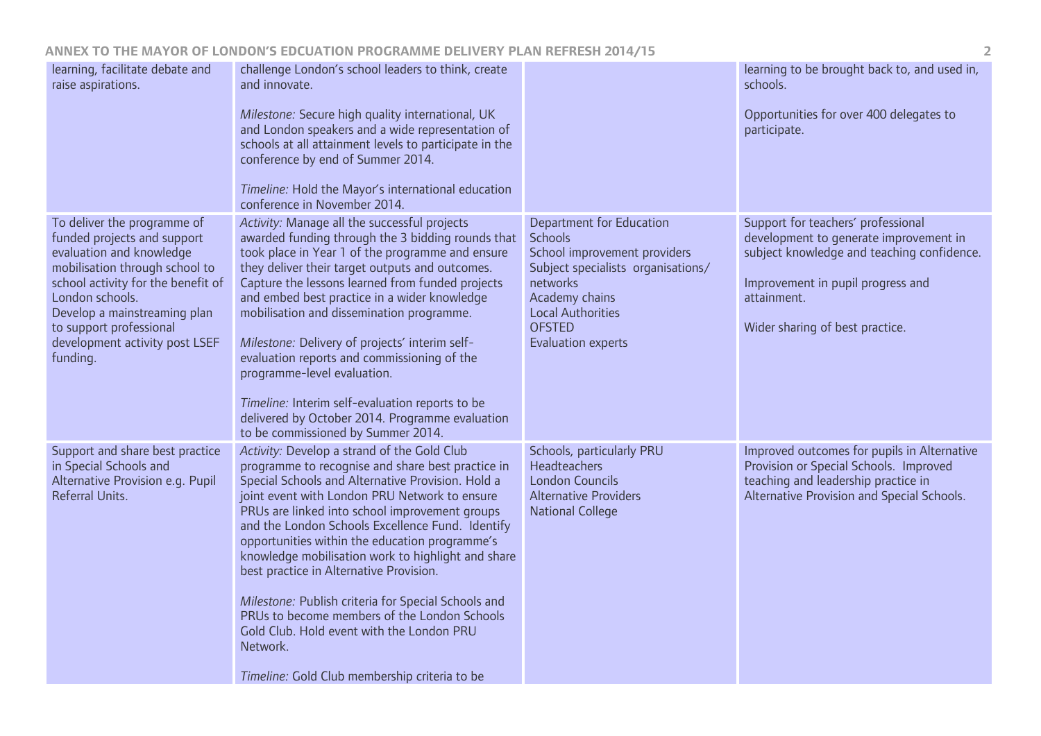| | | | |
|---|---|---|---|
| learning, facilitate debate and raise aspirations. | challenge London's school leaders to think, create and innovate.<br><br>*Milestone:* Secure high quality international, UK and London speakers and a wide representation of schools at all attainment levels to participate in the conference by end of Summer 2014.<br><br>*Timeline:* Hold the Mayor's international education conference in November 2014. | | learning to be brought back to, and used in, schools.<br><br>Opportunities for over 400 delegates to participate. |
| To deliver the programme of funded projects and support evaluation and knowledge mobilisation through school to school activity for the benefit of London schools.<br>Develop a mainstreaming plan to support professional development activity post LSEF funding. | *Activity:* Manage all the successful projects awarded funding through the 3 bidding rounds that took place in Year 1 of the programme and ensure they deliver their target outputs and outcomes. Capture the lessons learned from funded projects and embed best practice in a wider knowledge mobilisation and dissemination programme.<br><br>*Milestone:* Delivery of projects' interim self-evaluation reports and commissioning of the programme-level evaluation.<br><br>*Timeline:* Interim self-evaluation reports to be delivered by October 2014. Programme evaluation to be commissioned by Summer 2014. | Department for Education<br>Schools<br>School improvement providers<br>Subject specialists organisations/ networks<br>Academy chains<br>Local Authorities<br>OFSTED<br>Evaluation experts | Support for teachers' professional development to generate improvement in subject knowledge and teaching confidence.<br><br>Improvement in pupil progress and attainment.<br><br>Wider sharing of best practice. |
| Support and share best practice in Special Schools and Alternative Provision e.g. Pupil Referral Units. | *Activity:* Develop a strand of the Gold Club programme to recognise and share best practice in Special Schools and Alternative Provision. Hold a joint event with London PRU Network to ensure PRUs are linked into school improvement groups and the London Schools Excellence Fund. Identify opportunities within the education programme's knowledge mobilisation work to highlight and share best practice in Alternative Provision.<br><br>*Milestone:* Publish criteria for Special Schools and PRUs to become members of the London Schools Gold Club. Hold event with the London PRU Network.<br><br>*Timeline:* Gold Club membership criteria to be | Schools, particularly PRU Headteachers<br>London Councils<br>Alternative Providers<br>National College | Improved outcomes for pupils in Alternative Provision or Special Schools. Improved teaching and leadership practice in Alternative Provision and Special Schools. |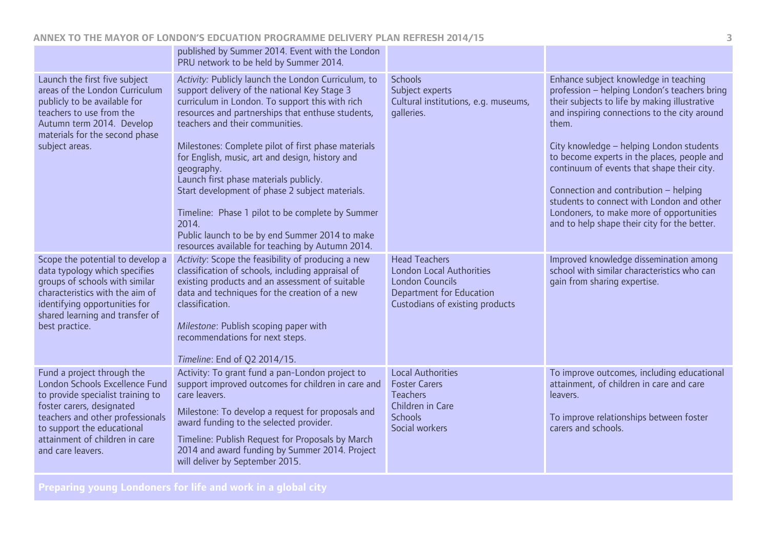| | | | |
|---|---|---|---|
| | published by Summer 2014. Event with the London PRU network to be held by Summer 2014. | | |
| Launch the first five subject areas of the London Curriculum publicly to be available for teachers to use from the Autumn term 2014. Develop materials for the second phase subject areas. | *Activity:* Publicly launch the London Curriculum, to support delivery of the national Key Stage 3 curriculum in London. To support this with rich resources and partnerships that enthuse students, teachers and their communities.<br><br>Milestones: Complete pilot of first phase materials for English, music, art and design, history and geography.<br>Launch first phase materials publicly.<br>Start development of phase 2 subject materials.<br><br>Timeline: Phase 1 pilot to be complete by Summer 2014.<br>Public launch to be by end Summer 2014 to make resources available for teaching by Autumn 2014. | Schools<br>Subject experts<br>Cultural institutions, e.g. museums, galleries. | Enhance subject knowledge in teaching profession – helping London's teachers bring their subjects to life by making illustrative and inspiring connections to the city around them.<br><br>City knowledge – helping London students to become experts in the places, people and continuum of events that shape their city.<br><br>Connection and contribution – helping students to connect with London and other Londoners, to make more of opportunities and to help shape their city for the better. |
| Scope the potential to develop a data typology which specifies groups of schools with similar characteristics with the aim of identifying opportunities for shared learning and transfer of best practice. | *Activity*: Scope the feasibility of producing a new classification of schools, including appraisal of existing products and an assessment of suitable data and techniques for the creation of a new classification.<br><br>*Milestone*: Publish scoping paper with recommendations for next steps.<br><br>*Timeline*: End of Q2 2014/15. | Head Teachers<br>London Local Authorities<br>London Councils<br>Department for Education<br>Custodians of existing products | Improved knowledge dissemination among school with similar characteristics who can gain from sharing expertise. |
| Fund a project through the London Schools Excellence Fund to provide specialist training to foster carers, designated teachers and other professionals to support the educational attainment of children in care and care leavers. | Activity: To grant fund a pan-London project to support improved outcomes for children in care and care leavers.<br><br>Milestone: To develop a request for proposals and award funding to the selected provider.<br><br>Timeline: Publish Request for Proposals by March 2014 and award funding by Summer 2014. Project will deliver by September 2015. | Local Authorities<br>Foster Carers<br>Teachers<br>Children in Care<br>Schools<br>Social workers | To improve outcomes, including educational attainment, of children in care and care leavers.<br><br>To improve relationships between foster carers and schools. |

**Preparing young Londoners for life and work in a global city**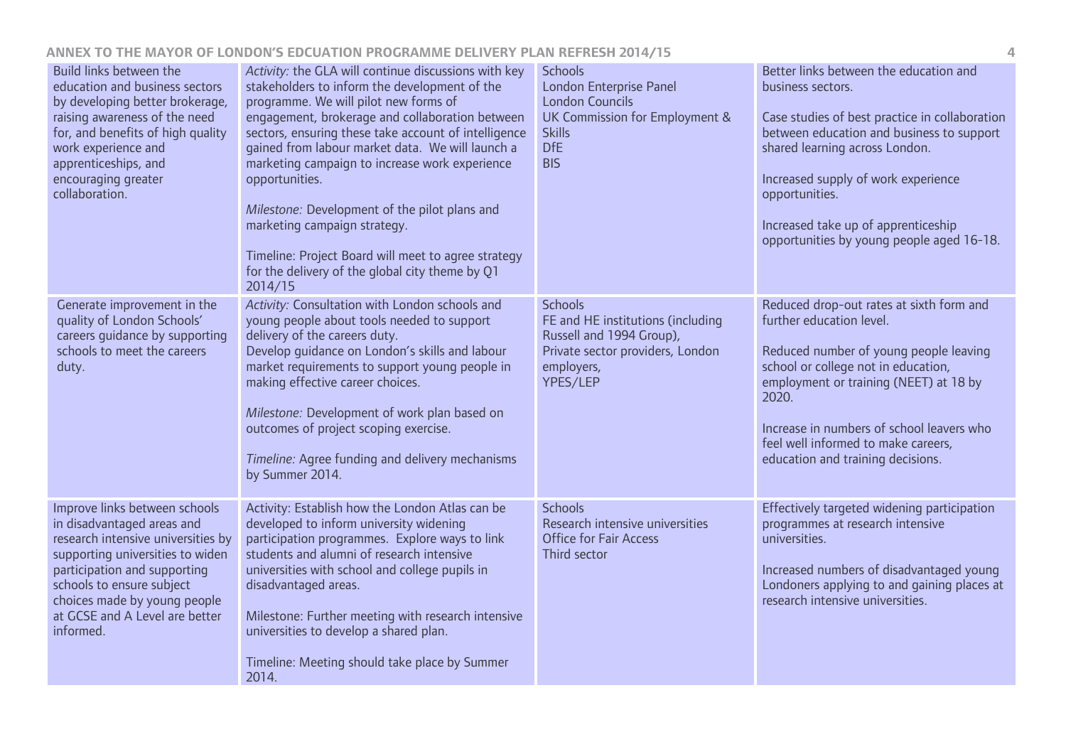| | | | |
|---|---|---|---|
| Build links between the education and business sectors by developing better brokerage, raising awareness of the need for, and benefits of high quality work experience and apprenticeships, and encouraging greater collaboration. | *Activity:* the GLA will continue discussions with key stakeholders to inform the development of the programme. We will pilot new forms of engagement, brokerage and collaboration between sectors, ensuring these take account of intelligence gained from labour market data. We will launch a marketing campaign to increase work experience opportunities.<br><br>*Milestone:* Development of the pilot plans and marketing campaign strategy.<br><br>Timeline: Project Board will meet to agree strategy for the delivery of the global city theme by Q1 2014/15 | Schools<br>London Enterprise Panel<br>London Councils<br>UK Commission for Employment & Skills<br>DfE<br>BIS | Better links between the education and business sectors.<br><br>Case studies of best practice in collaboration between education and business to support shared learning across London.<br><br>Increased supply of work experience opportunities.<br><br>Increased take up of apprenticeship opportunities by young people aged 16-18. |
| Generate improvement in the quality of London Schools' careers guidance by supporting schools to meet the careers duty. | *Activity:* Consultation with London schools and young people about tools needed to support delivery of the careers duty.<br>Develop guidance on London's skills and labour market requirements to support young people in making effective career choices.<br><br>*Milestone:* Development of work plan based on outcomes of project scoping exercise.<br><br>*Timeline:* Agree funding and delivery mechanisms by Summer 2014. | Schools<br>FE and HE institutions (including Russell and 1994 Group),<br>Private sector providers, London employers,<br>YPES/LEP | Reduced drop-out rates at sixth form and further education level.<br><br>Reduced number of young people leaving school or college not in education, employment or training (NEET) at 18 by 2020.<br><br>Increase in numbers of school leavers who feel well informed to make careers, education and training decisions. |
| Improve links between schools in disadvantaged areas and research intensive universities by supporting universities to widen participation and supporting schools to ensure subject choices made by young people at GCSE and A Level are better informed. | Activity: Establish how the London Atlas can be developed to inform university widening participation programmes. Explore ways to link students and alumni of research intensive universities with school and college pupils in disadvantaged areas.<br><br>Milestone: Further meeting with research intensive universities to develop a shared plan.<br><br>Timeline: Meeting should take place by Summer 2014. | Schools<br>Research intensive universities<br>Office for Fair Access<br>Third sector | Effectively targeted widening participation programmes at research intensive universities.<br><br>Increased numbers of disadvantaged young Londoners applying to and gaining places at research intensive universities. |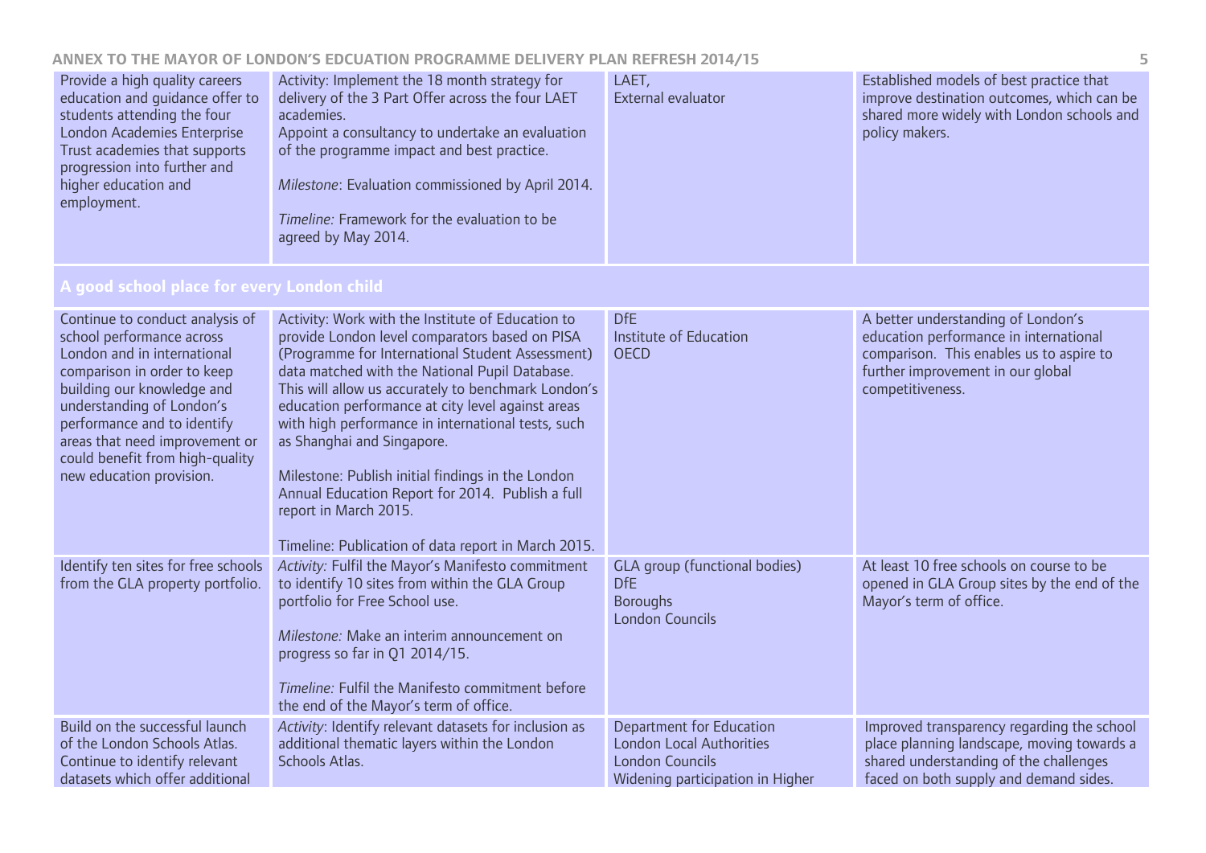| | | | |
|---|---|---|---|
| Provide a high quality careers education and guidance offer to students attending the four London Academies Enterprise Trust academies that supports progression into further and higher education and employment. | Activity: Implement the 18 month strategy for delivery of the 3 Part Offer across the four LAET academies.<br>Appoint a consultancy to undertake an evaluation of the programme impact and best practice.<br><br>*Milestone*: Evaluation commissioned by April 2014.<br><br>*Timeline:* Framework for the evaluation to be agreed by May 2014. | LAET,<br>External evaluator | Established models of best practice that improve destination outcomes, which can be shared more widely with London schools and policy makers. |
| **A good school place for every London child** | | | |
| Continue to conduct analysis of school performance across London and in international comparison in order to keep building our knowledge and understanding of London's performance and to identify areas that need improvement or could benefit from high-quality new education provision. | Activity: Work with the Institute of Education to provide London level comparators based on PISA (Programme for International Student Assessment) data matched with the National Pupil Database. This will allow us accurately to benchmark London's education performance at city level against areas with high performance in international tests, such as Shanghai and Singapore.<br><br>Milestone: Publish initial findings in the London Annual Education Report for 2014. Publish a full report in March 2015.<br><br>Timeline: Publication of data report in March 2015. | DfE<br>Institute of Education<br>OECD | A better understanding of London's education performance in international comparison. This enables us to aspire to further improvement in our global competitiveness. |
| Identify ten sites for free schools from the GLA property portfolio. | *Activity:* Fulfil the Mayor's Manifesto commitment to identify 10 sites from within the GLA Group portfolio for Free School use.<br><br>*Milestone:* Make an interim announcement on progress so far in Q1 2014/15.<br><br>*Timeline:* Fulfil the Manifesto commitment before the end of the Mayor's term of office. | GLA group (functional bodies)<br>DfE<br>Boroughs<br>London Councils | At least 10 free schools on course to be opened in GLA Group sites by the end of the Mayor's term of office. |
| Build on the successful launch of the London Schools Atlas. Continue to identify relevant datasets which offer additional | *Activity*: Identify relevant datasets for inclusion as additional thematic layers within the London Schools Atlas. | Department for Education<br>London Local Authorities<br>London Councils<br>Widening participation in Higher | Improved transparency regarding the school place planning landscape, moving towards a shared understanding of the challenges faced on both supply and demand sides. |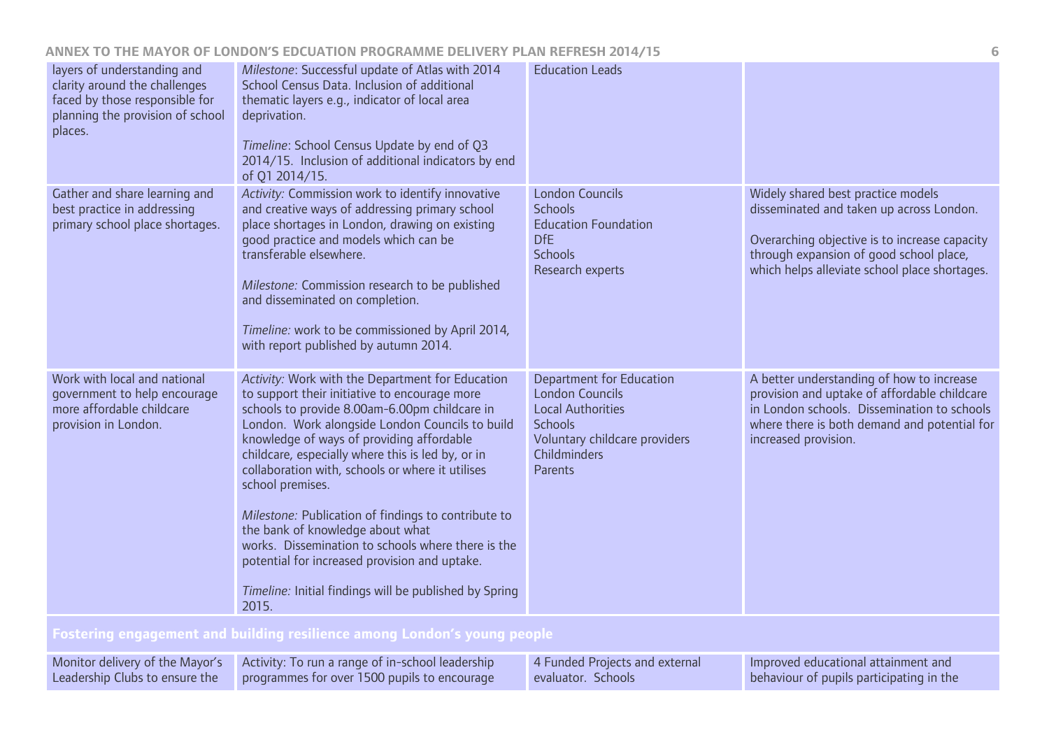| | | | |
|---|---|---|---|
| layers of understanding and clarity around the challenges faced by those responsible for planning the provision of school places. | *Milestone*: Successful update of Atlas with 2014 School Census Data. Inclusion of additional thematic layers e.g., indicator of local area deprivation.<br><br>*Timeline*: School Census Update by end of Q3 2014/15. Inclusion of additional indicators by end of Q1 2014/15. | Education Leads | |
| Gather and share learning and best practice in addressing primary school place shortages. | *Activity:* Commission work to identify innovative and creative ways of addressing primary school place shortages in London, drawing on existing good practice and models which can be transferable elsewhere.<br><br>*Milestone:* Commission research to be published and disseminated on completion.<br><br>*Timeline:* work to be commissioned by April 2014, with report published by autumn 2014. | London Councils<br>Schools<br>Education Foundation<br>DfE<br>Schools<br>Research experts | Widely shared best practice models disseminated and taken up across London.<br><br>Overarching objective is to increase capacity through expansion of good school place, which helps alleviate school place shortages. |
| Work with local and national government to help encourage more affordable childcare provision in London. | *Activity:* Work with the Department for Education to support their initiative to encourage more schools to provide 8.00am-6.00pm childcare in London. Work alongside London Councils to build knowledge of ways of providing affordable childcare, especially where this is led by, or in collaboration with, schools or where it utilises school premises.<br><br>*Milestone:* Publication of findings to contribute to the bank of knowledge about what works. Dissemination to schools where there is the potential for increased provision and uptake.<br><br>*Timeline:* Initial findings will be published by Spring 2015. | Department for Education<br>London Councils<br>Local Authorities<br>Schools<br>Voluntary childcare providers<br>Childminders<br>Parents | A better understanding of how to increase provision and uptake of affordable childcare in London schools. Dissemination to schools where there is both demand and potential for increased provision. |
| **Fostering engagement and building resilience among London's young people** | | | |
| Monitor delivery of the Mayor's Leadership Clubs to ensure the | Activity: To run a range of in-school leadership programmes for over 1500 pupils to encourage | 4 Funded Projects and external evaluator. Schools | Improved educational attainment and behaviour of pupils participating in the |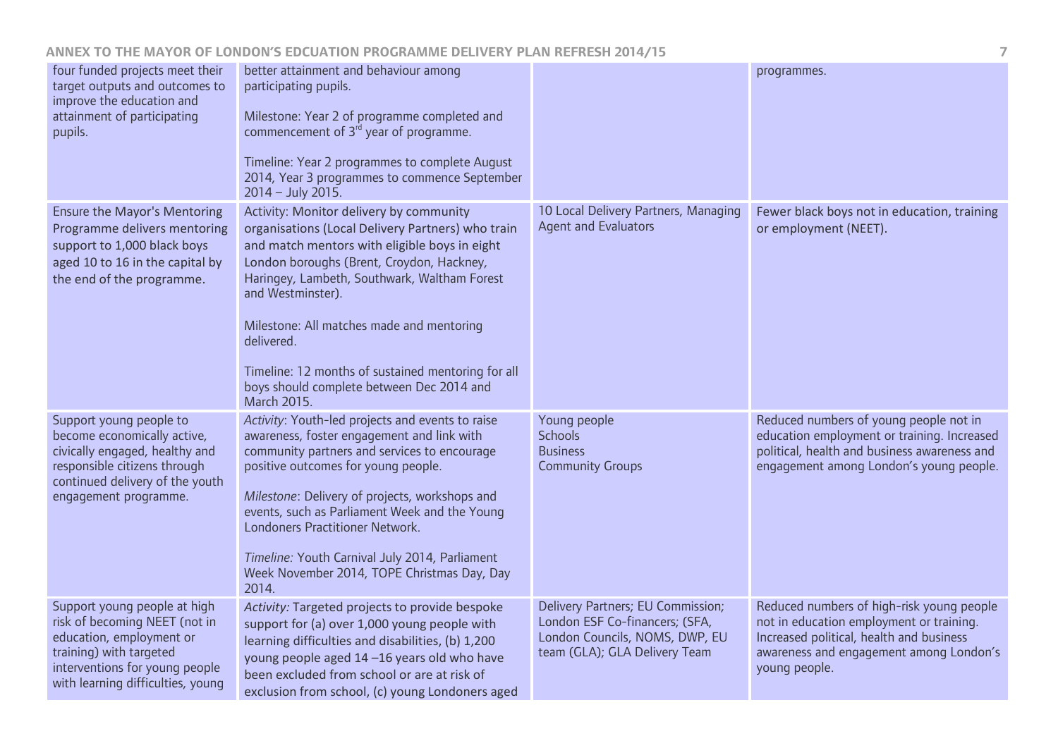| | | | |
|---|---|---|---|
| four funded projects meet their target outputs and outcomes to improve the education and attainment of participating pupils. | better attainment and behaviour among participating pupils.<br><br>Milestone: Year 2 of programme completed and commencement of 3rd year of programme.<br><br>Timeline: Year 2 programmes to complete August 2014, Year 3 programmes to commence September 2014 – July 2015. | | programmes. |
| Ensure the Mayor's Mentoring Programme delivers mentoring support to 1,000 black boys aged 10 to 16 in the capital by the end of the programme. | Activity: Monitor delivery by community organisations (Local Delivery Partners) who train and match mentors with eligible boys in eight London boroughs (Brent, Croydon, Hackney, Haringey, Lambeth, Southwark, Waltham Forest and Westminster).<br><br>Milestone: All matches made and mentoring delivered.<br><br>Timeline: 12 months of sustained mentoring for all boys should complete between Dec 2014 and March 2015. | 10 Local Delivery Partners, Managing Agent and Evaluators | Fewer black boys not in education, training or employment (NEET). |
| Support young people to become economically active, civically engaged, healthy and responsible citizens through continued delivery of the youth engagement programme. | *Activity*: Youth-led projects and events to raise awareness, foster engagement and link with community partners and services to encourage positive outcomes for young people.<br><br>*Milestone*: Delivery of projects, workshops and events, such as Parliament Week and the Young Londoners Practitioner Network.<br><br>*Timeline:* Youth Carnival July 2014, Parliament Week November 2014, TOPE Christmas Day, Day 2014. | Young people<br>Schools<br>Business<br>Community Groups | Reduced numbers of young people not in education employment or training. Increased political, health and business awareness and engagement among London's young people. |
| Support young people at high risk of becoming NEET (not in education, employment or training) with targeted interventions for young people with learning difficulties, young | *Activity:* Targeted projects to provide bespoke support for (a) over 1,000 young people with learning difficulties and disabilities, (b) 1,200 young people aged 14 –16 years old who have been excluded from school or are at risk of exclusion from school, (c) young Londoners aged | Delivery Partners; EU Commission; London ESF Co-financers; (SFA, London Councils, NOMS, DWP, EU team (GLA); GLA Delivery Team | Reduced numbers of high-risk young people not in education employment or training. Increased political, health and business awareness and engagement among London's young people. |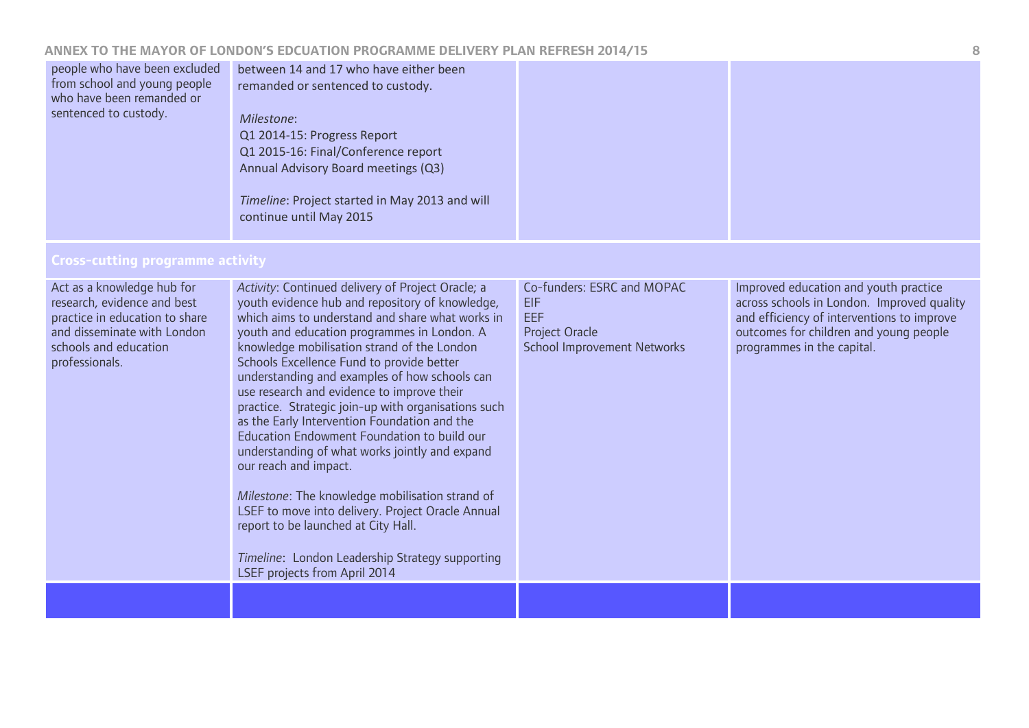| | | | |
|---|---|---|---|
| people who have been excluded from school and young people who have been remanded or sentenced to custody. | between 14 and 17 who have either been remanded or sentenced to custody.<br><br>*Milestone*:<br>Q1 2014-15: Progress Report<br>Q1 2015-16: Final/Conference report<br>Annual Advisory Board meetings (Q3)<br><br>*Timeline*: Project started in May 2013 and will continue until May 2015 | | |
| **Cross-cutting programme activity** | | | |
| Act as a knowledge hub for research, evidence and best practice in education to share and disseminate with London schools and education professionals. | *Activity*: Continued delivery of Project Oracle; a youth evidence hub and repository of knowledge, which aims to understand and share what works in youth and education programmes in London. A knowledge mobilisation strand of the London Schools Excellence Fund to provide better understanding and examples of how schools can use research and evidence to improve their practice. Strategic join-up with organisations such as the Early Intervention Foundation and the Education Endowment Foundation to build our understanding of what works jointly and expand our reach and impact.<br><br>*Milestone*: The knowledge mobilisation strand of LSEF to move into delivery. Project Oracle Annual report to be launched at City Hall.<br><br>*Timeline*: London Leadership Strategy supporting LSEF projects from April 2014 | Co-funders: ESRC and MOPAC<br>EIF<br>EEF<br>Project Oracle<br>School Improvement Networks | Improved education and youth practice across schools in London. Improved quality and efficiency of interventions to improve outcomes for children and young people programmes in the capital. |
| | | | |